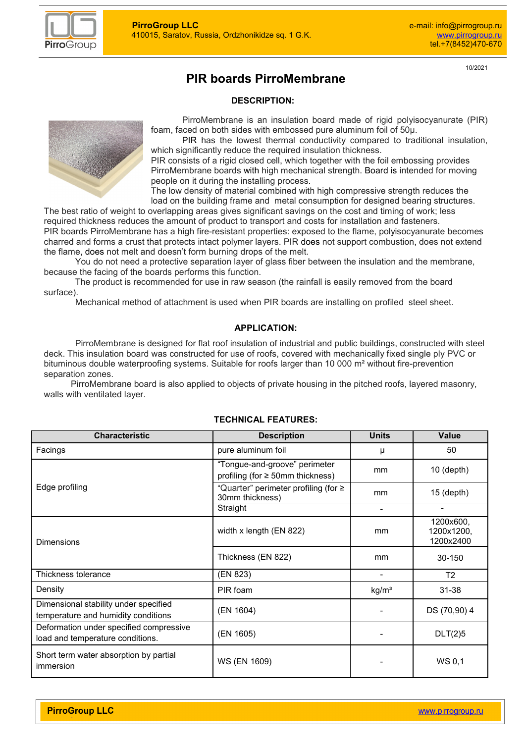10/2021

# PIR boards PirroMembrane

## DESCRIPTION:

PirroMembrane is an insulation board made of rigid polyisocyanurate (PIR) foam, faced on both sides with embossed pure aluminum foil of 50µ.

PIR has the lowest thermal conductivity compared to traditional insulation, which significantly reduce the required insulation thickness.

PIR consists of a rigid closed cell, which together with the foil embossing provides PirroMembrane boards with high mechanical strength. Board is intended for moving people on it during the installing process.

The low density of material combined with high compressive strength reduces the load on the building frame and metal consumption for designed bearing structures.

The best ratio of weight to overlapping areas gives significant savings on the cost and timing of work; less required thickness reduces the amount of product to transport and costs for installation and fasteners.

PIR boards PirroMembrane has a high fire-resistant properties: exposed to the flame, polyisocyanurate becomes charred and forms a crust that protects intact polymer layers. PIR does not support combustion, does not extend the flame, does not melt and doesn't form burning drops of the melt.

You do not need a protective separation layer of glass fiber between the insulation and the membrane, because the facing of the boards performs this function.

The product is recommended for use in raw season (the rainfall is easily removed from the board surface).

Mechanical method of attachment is used when PIR boards are installing on profiled steel sheet.

## APPLICATION:

PirroMembrane is designed for flat roof insulation of industrial and public buildings, constructed with steel deck. This insulation board was constructed for use of roofs, covered with mechanically fixed single ply PVC or bituminous double waterproofing systems. Suitable for roofs larger than 10 000 m² without fire-prevention separation zones.

PirroMembrane board is also applied to objects of private housing in the pitched roofs, layered masonry, walls with ventilated layer.

## TECHNICAL FEATURES:

| Characteristic | Description | Units | Value |
|---|---|---|---|
| Facings | pure aluminum foil | µ | 50 |
| Edge profiling | "Tongue-and-groove" perimeter profiling (for ≥ 50mm thickness) | mm | 10 (depth) |
| | "Quarter" perimeter profiling (for ≥ 30mm thickness) | mm | 15 (depth) |
| | Straight | - | - |
| Dimensions | width x length (EN 822) | mm | 1200x600, 1200x1200, 1200x2400 |
| | Thickness (EN 822) | mm | 30-150 |
| Thickness tolerance | (EN 823) | - | T2 |
| Density | PIR foam | kg/m³ | 31-38 |
| Dimensional stability under specified temperature and humidity conditions | (EN 1604) | - | DS (70,90) 4 |
| Deformation under specified compressive load and temperature conditions. | (EN 1605) | - | DLT(2)5 |
| Short term water absorption by partial immersion | WS (EN 1609) | - | WS 0,1 |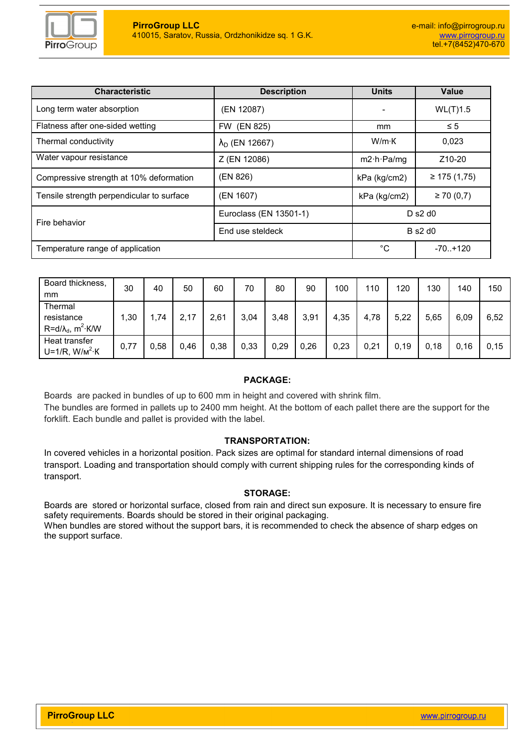| Characteristic | Description | Units | Value |
|---|---|---|---|
| Long term water absorption | (EN 12087) | - | WL(T)1.5 |
| Flatness after one-sided wetting | FW (EN 825) | mm | ≤ 5 |
| Thermal conductivity | $\lambda_D$ (EN 12667) | W/m·K | 0,023 |
| Water vapour resistance | Z (EN 12086) | m2·h·Pa/mg | Z10-20 |
| Compressive strength at 10% deformation | (EN 826) | kPa (kg/cm2) | ≥ 175 (1,75) |
| Tensile strength perpendicular to surface | (EN 1607) | kPa (kg/cm2) | ≥ 70 (0,7) |
| Fire behavior | Euroclass (EN 13501-1) | D s2 d0 | |
| | End use steldeck | B s2 d0 | |
| Temperature range of application | | °C | -70..+120 |

| Board thickness, mm | 30 | 40 | 50 | 60 | 70 | 80 | 90 | 100 | 110 | 120 | 130 | 140 | 150 |
|---|---|---|---|---|---|---|---|---|---|---|---|---|---|
| Thermal resistance $R=d/\lambda_d$, $m^2 \cdot K/W$ | 1,30 | 1,74 | 2,17 | 2,61 | 3,04 | 3,48 | 3,91 | 4,35 | 4,78 | 5,22 | 5,65 | 6,09 | 6,52 |
| Heat transfer $U=1/R$, $W/м^2 \cdot K$ | 0,77 | 0,58 | 0,46 | 0,38 | 0,33 | 0,29 | 0,26 | 0,23 | 0,21 | 0,19 | 0,18 | 0,16 | 0,15 |

## PACKAGE:

Boards are packed in bundles of up to 600 mm in height and covered with shrink film.
The bundles are formed in pallets up to 2400 mm height. At the bottom of each pallet there are the support for the forklift. Each bundle and pallet is provided with the label.

## TRANSPORTATION:

In covered vehicles in a horizontal position. Pack sizes are optimal for standard internal dimensions of road transport. Loading and transportation should comply with current shipping rules for the corresponding kinds of transport.

## STORAGE:

Boards are stored or horizontal surface, closed from rain and direct sun exposure. It is necessary to ensure fire safety requirements. Boards should be stored in their original packaging.
When bundles are stored without the support bars, it is recommended to check the absence of sharp edges on the support surface.